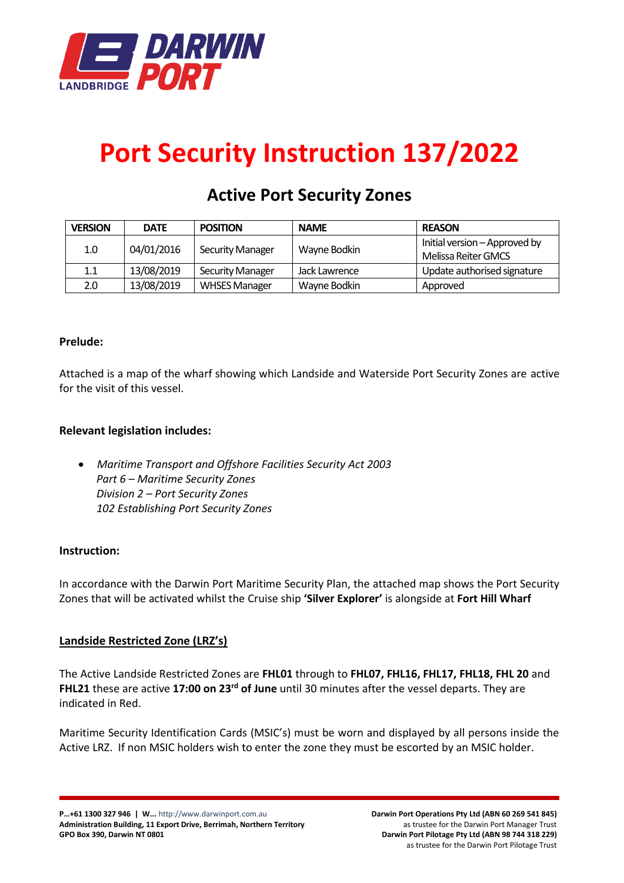# Port Security Instruction 137/2022

## Active Port Security Zones

| VERSION | DATE | POSITION | NAME | REASON |
|---|---|---|---|---|
| 1.0 | 04/01/2016 | Security Manager | Wayne Bodkin | Initial version – Approved by Melissa Reiter GMCS |
| 1.1 | 13/08/2019 | Security Manager | Jack Lawrence | Update authorised signature |
| 2.0 | 13/08/2019 | WHSES Manager | Wayne Bodkin | Approved |

**Prelude:**

Attached is a map of the wharf showing which Landside and Waterside Port Security Zones are active for the visit of this vessel.

**Relevant legislation includes:**

- *Maritime Transport and Offshore Facilities Security Act 2003*
  *Part 6 – Maritime Security Zones*
  *Division 2 – Port Security Zones*
  *102 Establishing Port Security Zones*

**Instruction:**

In accordance with the Darwin Port Maritime Security Plan, the attached map shows the Port Security Zones that will be activated whilst the Cruise ship **'Silver Explorer'** is alongside at **Fort Hill Wharf**

**Landside Restricted Zone (LRZ's)**

The Active Landside Restricted Zones are **FHL01** through to **FHL07, FHL16, FHL17, FHL18, FHL 20** and **FHL21** these are active **17:00 on 23rd of June** until 30 minutes after the vessel departs. They are indicated in Red.

Maritime Security Identification Cards (MSIC's) must be worn and displayed by all persons inside the Active LRZ. If non MSIC holders wish to enter the zone they must be escorted by an MSIC holder.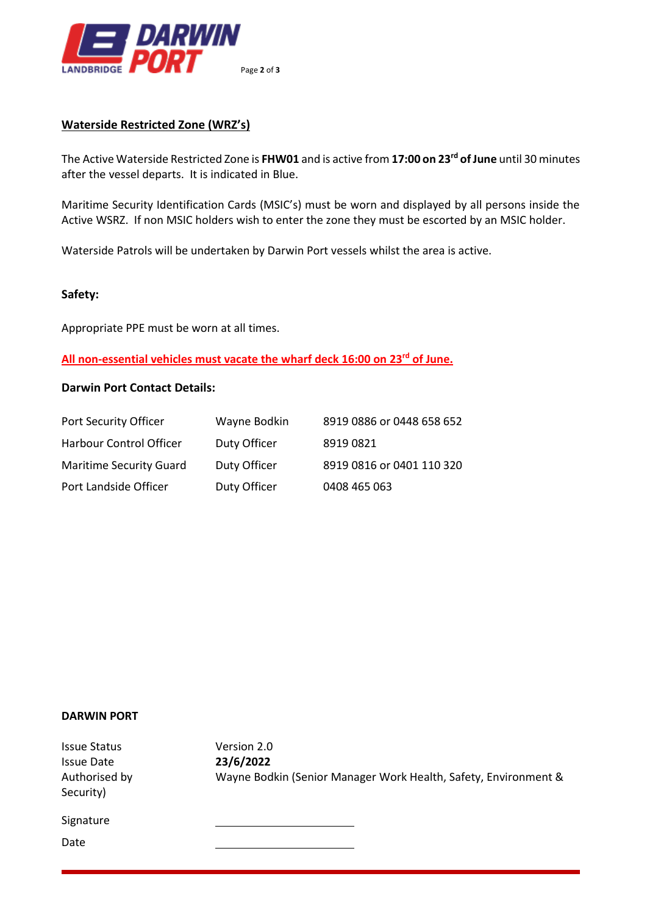## Waterside Restricted Zone (WRZ's)

The Active Waterside Restricted Zone is **FHW01** and is active from **17:00 on 23rd of June** until 30 minutes after the vessel departs. It is indicated in Blue.

Maritime Security Identification Cards (MSIC's) must be worn and displayed by all persons inside the Active WSRZ. If non MSIC holders wish to enter the zone they must be escorted by an MSIC holder.

Waterside Patrols will be undertaken by Darwin Port vessels whilst the area is active.

**Safety:**

Appropriate PPE must be worn at all times.

**All non-essential vehicles must vacate the wharf deck 16:00 on 23rd of June.**

**Darwin Port Contact Details:**

| | | |
|---|---|---|
| Port Security Officer | Wayne Bodkin | 8919 0886 or 0448 658 652 |
| Harbour Control Officer | Duty Officer | 8919 0821 |
| Maritime Security Guard | Duty Officer | 8919 0816 or 0401 110 320 |
| Port Landside Officer | Duty Officer | 0408 465 063 |

**DARWIN PORT**

| | |
|---|---|
| Issue Status | Version 2.0 |
| Issue Date | **23/6/2022** |
| Authorised by | Wayne Bodkin (Senior Manager Work Health, Safety, Environment & Security) |
| Signature | \_\_\_\_\_\_\_\_\_\_\_\_\_\_\_\_ |
| Date | \_\_\_\_\_\_\_\_\_\_\_\_\_\_\_\_ |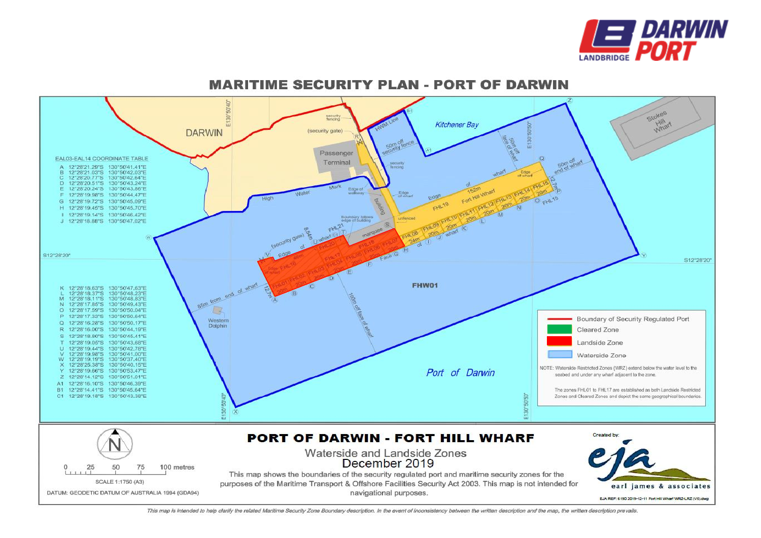# MARITIME SECURITY PLAN - PORT OF DARWIN

DARWIN PORT
LANDBRIDGE

EAL03-EAL14 COORDINATE TABLE

| | | |
|---|---|---|
| A | 12°28'21.29"S | 130°50'41.41"E |
| B | 12°28'21.03"S | 130°50'42.03"E |
| C | 12°28'20.77"S | 130°50'42.64"E |
| D | 12°28'20.51"S | 130°50'43.24"E |
| E | 12°28'20.24"S | 130°50'43.86"E |
| F | 12°28'19.98"S | 130°50'44.47"E |
| G | 12°28'19.72"S | 130°50'45.09"E |
| H | 12°28'19.45"S | 130°50'45.70"E |
| I | 12°28'19.14"S | 130°50'46.42"E |
| J | 12°28'18.88"S | 130°50'47.02"E |
| K | 12°28'18.63"S | 130°50'47.63"E |
| L | 12°28'18.37"S | 130°50'48.23"E |
| M | 12°28'18.11"S | 130°50'48.83"E |
| N | 12°28'17.85"S | 130°50'49.43"E |
| O | 12°28'17.59"S | 130°50'50.04"E |
| P | 12°28'17.33"S | 130°50'50.64"E |
| Q | 12°28'16.28"S | 130°50'50.17"E |
| R | 12°28'16.00"S | 130°50'44.19"E |
| S | 12°28'18.80"S | 130°50'46.41"E |
| T | 12°28'19.05"S | 130°50'43.68"E |
| U | 12°28'19.44"S | 130°50'42.78"E |
| V | 12°28'19.98"S | 130°50'41.00"E |
| W | 12°28'19.19"S | 130°50'37.40"E |
| X | 12°28'25.38"S | 130°50'40.15"E |
| Y | 12°28'19.66"S | 130°50'53.47"E |
| Z | 12°28'14.12"S | 130°50'51.01"E |
| A1 | 12°28'16.10"S | 130°50'46.39"E |
| B1 | 12°28'14.41"S | 130°50'45.64"E |
| C1 | 12°28'19.18"S | 130°50'43.38"E |

DARWIN
Kitchener Bay
Stokes Hill Wharf
Passenger Terminal
FHW01
Western Dolphin
Port of Darwin
S12°28'20"
E130°50'40"
E130°50'50"

Legend:
- Boundary of Security Regulated Port
- Cleared Zone
- Landside Zone
- Waterside Zone

NOTE: Waterside Restricted Zones (WRZ) extend below the water level to the seabed and under any wharf adjacent to the zone.

The zones FHL01 to FHL17 are established as both Landside Restricted Zones and Cleared Zones and depict the same geographical boundaries.

## PORT OF DARWIN - FORT HILL WHARF

Waterside and Landside Zones
December 2019

This map shows the boundaries of the security regulated port and maritime security zones for the purposes of the Maritime Transport & Offshore Facilities Security Act 2003. This map is not intended for navigational purposes.

0 25 50 75 100 metres
SCALE 1:1750 (A3)
DATUM: GEODETIC DATUM OF AUSTRALIA 1994 (GDA94)

Created by: eja earl james & associates
EJA REF: 6190 2019-12-11 Fort Hill Wharf WRZ-LRZ (V5).dwg

*This map is intended to help clarify the related Maritime Security Zone Boundary description. In the event of inconsistency between the written description and the map, the written description prevails.*